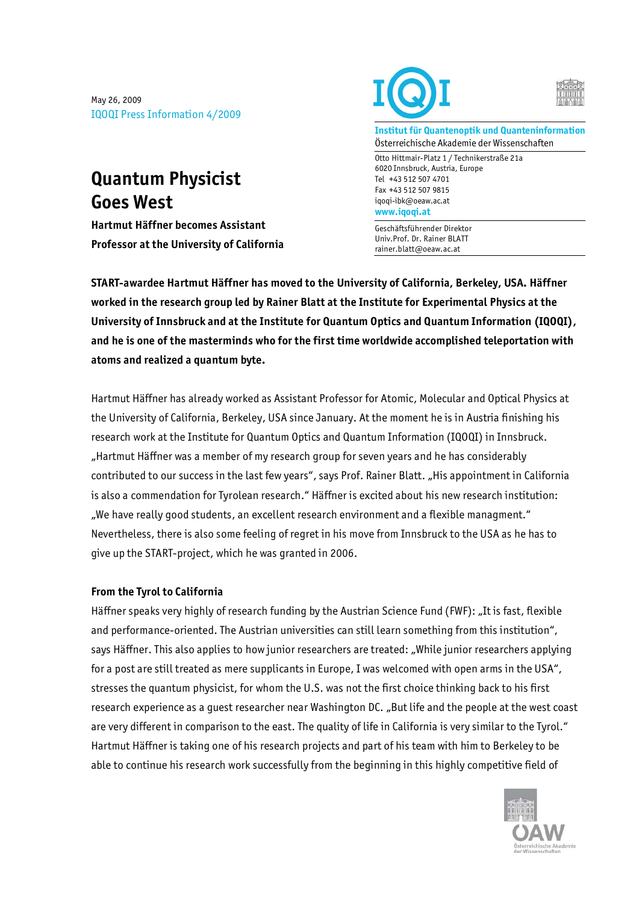May 26, 2009

IQOQI Press Information 4/2009

**Institut für Quantenoptik und Quanteninformation**
Österreichische Akademie der Wissenschaften

Otto Hittmair-Platz 1 / Technikerstraße 21a
6020 Innsbruck, Austria, Europe
Tel +43 512 507 4701
Fax +43 512 507 9815
iqoqi-ibk@oeaw.ac.at
www.iqoqi.at

Geschäftsführender Direktor
Univ.Prof. Dr. Rainer BLATT
rainer.blatt@oeaw.ac.at

# Quantum Physicist Goes West

**Hartmut Häffner becomes Assistant Professor at the University of California**

**START-awardee Hartmut Häffner has moved to the University of California, Berkeley, USA. Häffner worked in the research group led by Rainer Blatt at the Institute for Experimental Physics at the University of Innsbruck and at the Institute for Quantum Optics and Quantum Information (IQOQI), and he is one of the masterminds who for the first time worldwide accomplished teleportation with atoms and realized a quantum byte.**

Hartmut Häffner has already worked as Assistant Professor for Atomic, Molecular and Optical Physics at the University of California, Berkeley, USA since January. At the moment he is in Austria finishing his research work at the Institute for Quantum Optics and Quantum Information (IQOQI) in Innsbruck. „Hartmut Häffner was a member of my research group for seven years and he has considerably contributed to our success in the last few years", says Prof. Rainer Blatt. „His appointment in California is also a commendation for Tyrolean research." Häffner is excited about his new research institution: „We have really good students, an excellent research environment and a flexible managment." Nevertheless, there is also some feeling of regret in his move from Innsbruck to the USA as he has to give up the START-project, which he was granted in 2006.

### From the Tyrol to California

Häffner speaks very highly of research funding by the Austrian Science Fund (FWF): „It is fast, flexible and performance-oriented. The Austrian universities can still learn something from this institution", says Häffner. This also applies to how junior researchers are treated: „While junior researchers applying for a post are still treated as mere supplicants in Europe, I was welcomed with open arms in the USA", stresses the quantum physicist, for whom the U.S. was not the first choice thinking back to his first research experience as a guest researcher near Washington DC. „But life and the people at the west coast are very different in comparison to the east. The quality of life in California is very similar to the Tyrol." Hartmut Häffner is taking one of his research projects and part of his team with him to Berkeley to be able to continue his research work successfully from the beginning in this highly competitive field of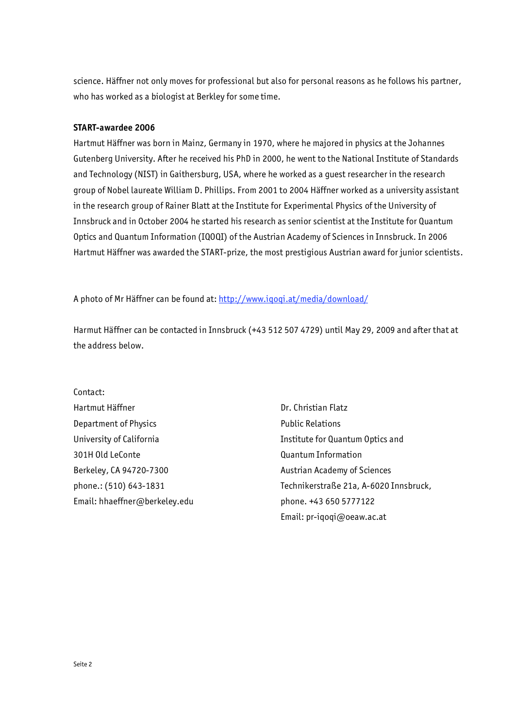science. Häffner not only moves for professional but also for personal reasons as he follows his partner, who has worked as a biologist at Berkley for some time.

**START-awardee 2006**

Hartmut Häffner was born in Mainz, Germany in 1970, where he majored in physics at the Johannes Gutenberg University. After he received his PhD in 2000, he went to the National Institute of Standards and Technology (NIST) in Gaithersburg, USA, where he worked as a guest researcher in the research group of Nobel laureate William D. Phillips. From 2001 to 2004 Häffner worked as a university assistant in the research group of Rainer Blatt at the Institute for Experimental Physics of the University of Innsbruck and in October 2004 he started his research as senior scientist at the Institute for Quantum Optics and Quantum Information (IQOQI) of the Austrian Academy of Sciences in Innsbruck. In 2006 Hartmut Häffner was awarded the START-prize, the most prestigious Austrian award for junior scientists.

A photo of Mr Häffner can be found at: [http://www.iqoqi.at/media/download/](http://www.iqoqi.at/media/download/)

Harmut Häffner can be contacted in Innsbruck (+43 512 507 4729) until May 29, 2009 and after that at the address below.

Contact:

Hartmut Häffner
Department of Physics
University of California
301H Old LeConte
Berkeley, CA 94720-7300
phone.: (510) 643-1831
Email: hhaeffner@berkeley.edu

Dr. Christian Flatz
Public Relations
Institute for Quantum Optics and
Quantum Information
Austrian Academy of Sciences
Technikerstraße 21a, A-6020 Innsbruck,
phone. +43 650 5777122
Email: pr-iqoqi@oeaw.ac.at